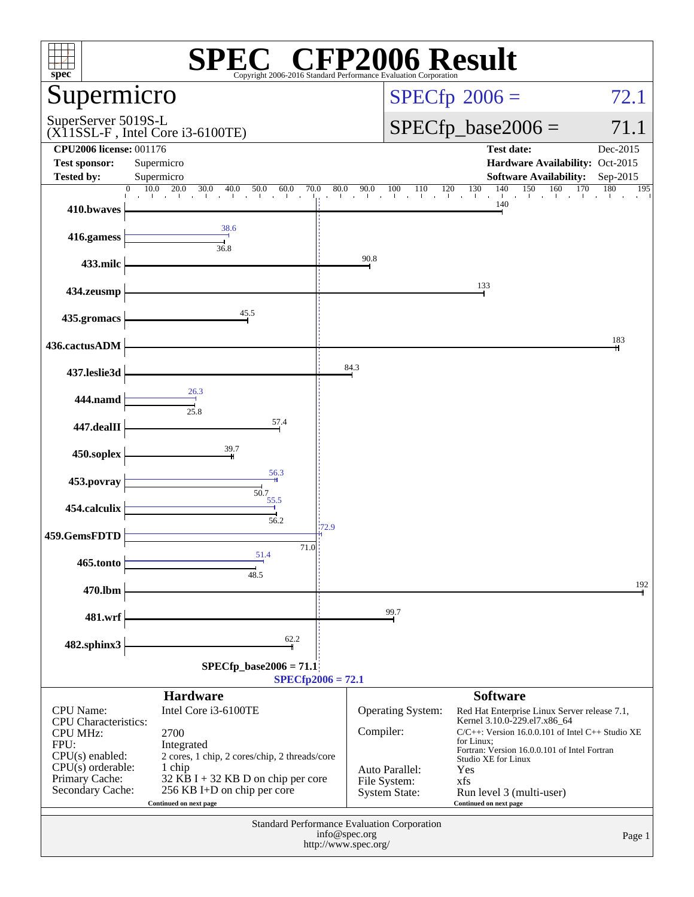# SPEC® CFP2006 Result

Copyright 2006-2016 Standard Performance Evaluation Corporation

## Supermicro

SuperServer 5019S-L
(X11SSL-F , Intel Core i3-6100TE)

**SPECfp 2006 = 72.1**

**SPECfp_base2006 = 71.1**

| | | | |
|---|---|---|---|
| **CPU2006 license:** | 001176 | **Test date:** | Dec-2015 |
| **Test sponsor:** | Supermicro | **Hardware Availability:** | Oct-2015 |
| **Tested by:** | Supermicro | **Software Availability:** | Sep-2015 |

| Benchmark | Base | Peak |
|---|---|---|
| 410.bwaves | 140 | |
| 416.gamess | 36.8 | 38.6 |
| 433.milc | 90.8 | |
| 434.zeusmp | 133 | |
| 435.gromacs | 45.5 | |
| 436.cactusADM | 183 | |
| 437.leslie3d | 84.3 | |
| 444.namd | 25.8 | 26.3 |
| 447.dealII | 57.4 | |
| 450.soplex | 39.7 | |
| 453.povray | 50.7 | 56.3 |
| 454.calculix | 56.2 | 55.5 |
| 459.GemsFDTD | 71.0 | 72.9 |
| 465.tonto | 48.5 | 51.4 |
| 470.lbm | 192 | |
| 481.wrf | 99.7 | |
| 482.sphinx3 | 62.2 | |

SPECfp_base2006 = 71.1
SPECfp2006 = 72.1

### Hardware

| | |
|---|---|
| CPU Name: | Intel Core i3-6100TE |
| CPU Characteristics: | |
| CPU MHz: | 2700 |
| FPU: | Integrated |
| CPU(s) enabled: | 2 cores, 1 chip, 2 cores/chip, 2 threads/core |
| CPU(s) orderable: | 1 chip |
| Primary Cache: | 32 KB I + 32 KB D on chip per core |
| Secondary Cache: | 256 KB I+D on chip per core |

Continued on next page

### Software

| | |
|---|---|
| Operating System: | Red Hat Enterprise Linux Server release 7.1, Kernel 3.10.0-229.el7.x86_64 |
| Compiler: | C/C++: Version 16.0.0.101 of Intel C++ Studio XE for Linux; Fortran: Version 16.0.0.101 of Intel Fortran Studio XE for Linux |
| Auto Parallel: | Yes |
| File System: | xfs |
| System State: | Run level 3 (multi-user) |

Continued on next page

Standard Performance Evaluation Corporation
info@spec.org
http://www.spec.org/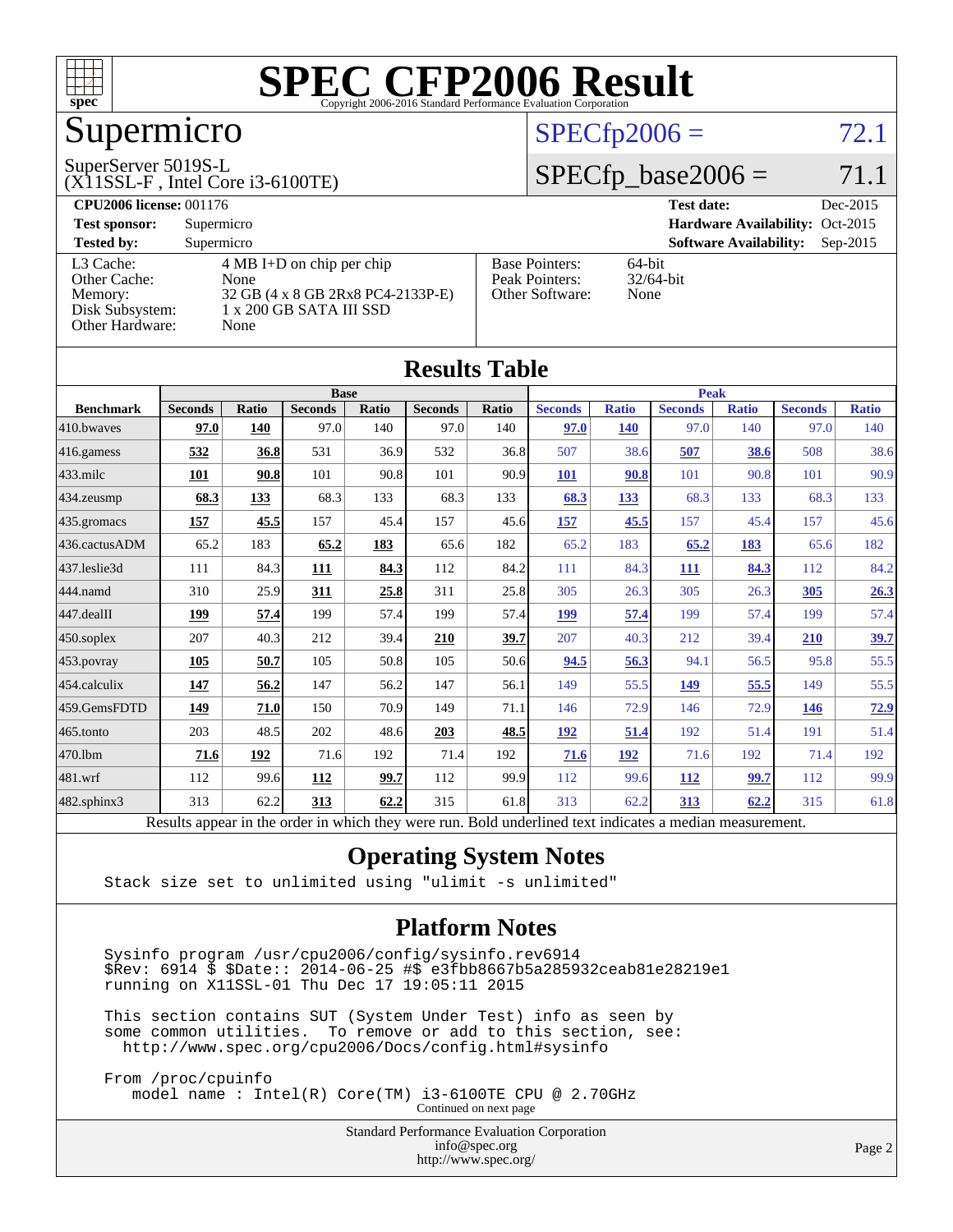# SPEC CFP2006 Result

Copyright 2006-2016 Standard Performance Evaluation Corporation

## Supermicro

SuperServer 5019S-L
(X11SSL-F , Intel Core i3-6100TE)

SPECfp2006 = 72.1

SPECfp_base2006 = 71.1

| | | | |
|---|---|---|---|
| **CPU2006 license:** 001176 | | **Test date:** | Dec-2015 |
| **Test sponsor:** | Supermicro | **Hardware Availability:** | Oct-2015 |
| **Tested by:** | Supermicro | **Software Availability:** | Sep-2015 |

| | |
|---|---|
| L3 Cache: | 4 MB I+D on chip per chip |
| Other Cache: | None |
| Memory: | 32 GB (4 x 8 GB 2Rx8 PC4-2133P-E) |
| Disk Subsystem: | 1 x 200 GB SATA III SSD |
| Other Hardware: | None |

| | |
|---|---|
| Base Pointers: | 64-bit |
| Peak Pointers: | 32/64-bit |
| Other Software: | None |

## Results Table

| | Base | | | | | | Peak | | | | | |
|---|---|---|---|---|---|---|---|---|---|---|---|---|
| **Benchmark** | **Seconds** | **Ratio** | **Seconds** | **Ratio** | **Seconds** | **Ratio** | **Seconds** | **Ratio** | **Seconds** | **Ratio** | **Seconds** | **Ratio** |
| 410.bwaves | **97.0** | **140** | 97.0 | 140 | 97.0 | 140 | **97.0** | **140** | 97.0 | 140 | 97.0 | 140 |
| 416.gamess | **532** | **36.8** | 531 | 36.9 | 532 | 36.8 | 507 | 38.6 | **507** | **38.6** | 508 | 38.6 |
| 433.milc | **101** | **90.8** | 101 | 90.8 | 101 | 90.9 | **101** | **90.8** | 101 | 90.8 | 101 | 90.9 |
| 434.zeusmp | **68.3** | **133** | 68.3 | 133 | 68.3 | 133 | **68.3** | **133** | 68.3 | 133 | 68.3 | 133 |
| 435.gromacs | **157** | **45.5** | 157 | 45.4 | 157 | 45.6 | **157** | **45.5** | 157 | 45.4 | 157 | 45.6 |
| 436.cactusADM | 65.2 | 183 | **65.2** | **183** | 65.6 | 182 | 65.2 | 183 | **65.2** | **183** | 65.6 | 182 |
| 437.leslie3d | 111 | 84.3 | **111** | **84.3** | 112 | 84.2 | 111 | 84.3 | **111** | **84.3** | 112 | 84.2 |
| 444.namd | 310 | 25.9 | **311** | **25.8** | 311 | 25.8 | 305 | 26.3 | 305 | 26.3 | **305** | **26.3** |
| 447.dealII | **199** | **57.4** | 199 | 57.4 | 199 | 57.4 | **199** | **57.4** | 199 | 57.4 | 199 | 57.4 |
| 450.soplex | 207 | 40.3 | 212 | 39.4 | **210** | **39.7** | 207 | 40.3 | 212 | 39.4 | **210** | **39.7** |
| 453.povray | **105** | **50.7** | 105 | 50.8 | 105 | 50.6 | **94.5** | **56.3** | 94.1 | 56.5 | 95.8 | 55.5 |
| 454.calculix | **147** | **56.2** | 147 | 56.2 | 147 | 56.1 | 149 | 55.5 | **149** | **55.5** | 149 | 55.5 |
| 459.GemsFDTD | **149** | **71.0** | 150 | 70.9 | 149 | 71.1 | 146 | 72.9 | 146 | 72.9 | **146** | **72.9** |
| 465.tonto | 203 | 48.5 | 202 | 48.6 | **203** | **48.5** | **192** | **51.4** | 192 | 51.4 | 191 | 51.4 |
| 470.lbm | **71.6** | **192** | 71.6 | 192 | 71.4 | 192 | **71.6** | **192** | 71.6 | 192 | 71.4 | 192 |
| 481.wrf | 112 | 99.6 | **112** | **99.7** | 112 | 99.9 | 112 | 99.6 | **112** | **99.7** | 112 | 99.9 |
| 482.sphinx3 | 313 | 62.2 | **313** | **62.2** | 315 | 61.8 | 313 | 62.2 | **313** | **62.2** | 315 | 61.8 |

Results appear in the order in which they were run. Bold underlined text indicates a median measurement.

## Operating System Notes

```
Stack size set to unlimited using "ulimit -s unlimited"
```

## Platform Notes

```
Sysinfo program /usr/cpu2006/config/sysinfo.rev6914
$Rev: 6914 $ $Date:: 2014-06-25 #$ e3fbb8667b5a285932ceab81e28219e1
running on X11SSL-01 Thu Dec 17 19:05:11 2015

This section contains SUT (System Under Test) info as seen by
some common utilities.  To remove or add to this section, see:
  http://www.spec.org/cpu2006/Docs/config.html#sysinfo

From /proc/cpuinfo
   model name : Intel(R) Core(TM) i3-6100TE CPU @ 2.70GHz
```

Continued on next page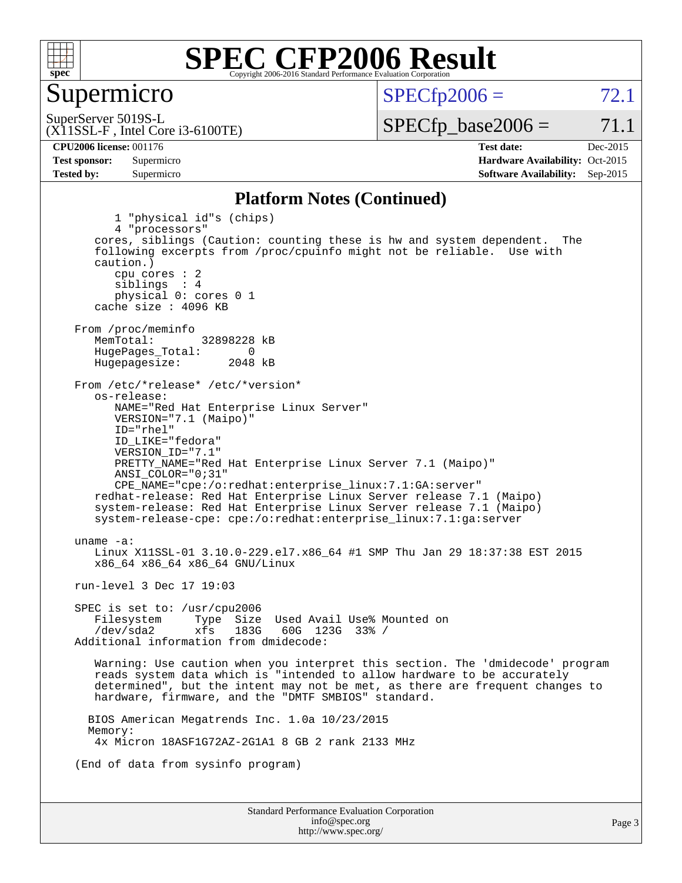# SPEC CFP2006 Result

## Supermicro

SuperServer 5019S-L
(X11SSL-F , Intel Core i3-6100TE)

| | |
|---|---|
| SPECfp2006 = | 72.1 |
| SPECfp_base2006 = | 71.1 |

| | | | |
|---|---|---|---|
| **CPU2006 license:** | 001176 | **Test date:** | Dec-2015 |
| **Test sponsor:** | Supermicro | **Hardware Availability:** | Oct-2015 |
| **Tested by:** | Supermicro | **Software Availability:** | Sep-2015 |

### Platform Notes (Continued)

```
        1 "physical id"s (chips)
        4 "processors"
     cores, siblings (Caution: counting these is hw and system dependent.  The
     following excerpts from /proc/cpuinfo might not be reliable.  Use with
     caution.)
        cpu cores : 2
        siblings  : 4
        physical 0: cores 0 1
     cache size : 4096 KB

  From /proc/meminfo
     MemTotal:       32898228 kB
     HugePages_Total:       0
     Hugepagesize:       2048 kB

  From /etc/*release* /etc/*version*
     os-release:
        NAME="Red Hat Enterprise Linux Server"
        VERSION="7.1 (Maipo)"
        ID="rhel"
        ID_LIKE="fedora"
        VERSION_ID="7.1"
        PRETTY_NAME="Red Hat Enterprise Linux Server 7.1 (Maipo)"
        ANSI_COLOR="0;31"
        CPE_NAME="cpe:/o:redhat:enterprise_linux:7.1:GA:server"
     redhat-release: Red Hat Enterprise Linux Server release 7.1 (Maipo)
     system-release: Red Hat Enterprise Linux Server release 7.1 (Maipo)
     system-release-cpe: cpe:/o:redhat:enterprise_linux:7.1:ga:server

  uname -a:
     Linux X11SSL-01 3.10.0-229.el7.x86_64 #1 SMP Thu Jan 29 18:37:38 EST 2015
     x86_64 x86_64 x86_64 GNU/Linux

  run-level 3 Dec 17 19:03

  SPEC is set to: /usr/cpu2006
     Filesystem     Type  Size  Used Avail Use% Mounted on
     /dev/sda2      xfs   183G   60G  123G  33% /
  Additional information from dmidecode:

     Warning: Use caution when you interpret this section. The 'dmidecode' program
     reads system data which is "intended to allow hardware to be accurately
     determined", but the intent may not be met, as there are frequent changes to
     hardware, firmware, and the "DMTF SMBIOS" standard.

    BIOS American Megatrends Inc. 1.0a 10/23/2015
    Memory:
     4x Micron 18ASF1G72AZ-2G1A1 8 GB 2 rank 2133 MHz

  (End of data from sysinfo program)
```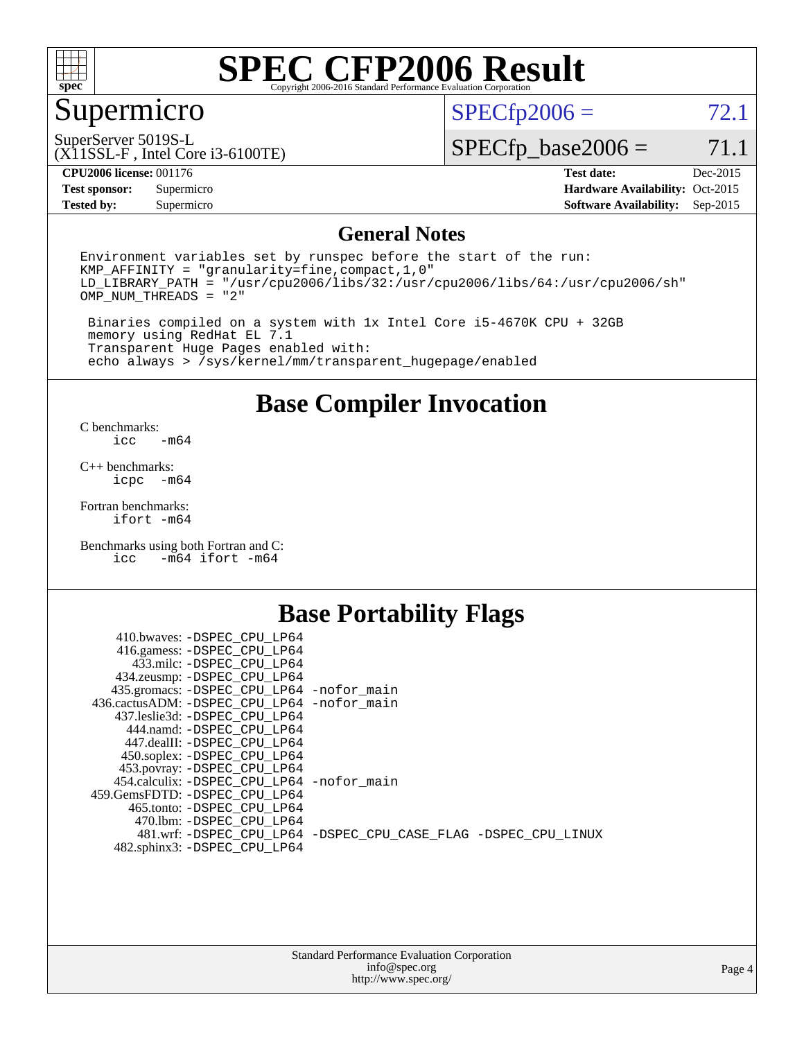# SPEC CFP2006 Result

Copyright 2006-2016 Standard Performance Evaluation Corporation

## Supermicro

SuperServer 5019S-L
(X11SSL-F , Intel Core i3-6100TE)

SPECfp2006 = 72.1

SPECfp_base2006 = 71.1

| | | | |
|---|---|---|---|
| **CPU2006 license:** | 001176 | **Test date:** | Dec-2015 |
| **Test sponsor:** | Supermicro | **Hardware Availability:** | Oct-2015 |
| **Tested by:** | Supermicro | **Software Availability:** | Sep-2015 |

## General Notes

```
Environment variables set by runspec before the start of the run:
KMP_AFFINITY = "granularity=fine,compact,1,0"
LD_LIBRARY_PATH = "/usr/cpu2006/libs/32:/usr/cpu2006/libs/64:/usr/cpu2006/sh"
OMP_NUM_THREADS = "2"

 Binaries compiled on a system with 1x Intel Core i5-4670K CPU + 32GB
 memory using RedHat EL 7.1
 Transparent Huge Pages enabled with:
 echo always > /sys/kernel/mm/transparent_hugepage/enabled
```

## Base Compiler Invocation

C benchmarks:
```
icc  -m64
```

C++ benchmarks:
```
icpc  -m64
```

Fortran benchmarks:
```
ifort -m64
```

Benchmarks using both Fortran and C:
```
icc  -m64 ifort -m64
```

## Base Portability Flags

| Benchmark | Flags |
|---|---|
| 410.bwaves: | -DSPEC_CPU_LP64 |
| 416.gamess: | -DSPEC_CPU_LP64 |
| 433.milc: | -DSPEC_CPU_LP64 |
| 434.zeusmp: | -DSPEC_CPU_LP64 |
| 435.gromacs: | -DSPEC_CPU_LP64 -nofor_main |
| 436.cactusADM: | -DSPEC_CPU_LP64 -nofor_main |
| 437.leslie3d: | -DSPEC_CPU_LP64 |
| 444.namd: | -DSPEC_CPU_LP64 |
| 447.dealII: | -DSPEC_CPU_LP64 |
| 450.soplex: | -DSPEC_CPU_LP64 |
| 453.povray: | -DSPEC_CPU_LP64 |
| 454.calculix: | -DSPEC_CPU_LP64 -nofor_main |
| 459.GemsFDTD: | -DSPEC_CPU_LP64 |
| 465.tonto: | -DSPEC_CPU_LP64 |
| 470.lbm: | -DSPEC_CPU_LP64 |
| 481.wrf: | -DSPEC_CPU_LP64 -DSPEC_CPU_CASE_FLAG -DSPEC_CPU_LINUX |
| 482.sphinx3: | -DSPEC_CPU_LP64 |

Standard Performance Evaluation Corporation
info@spec.org
http://www.spec.org/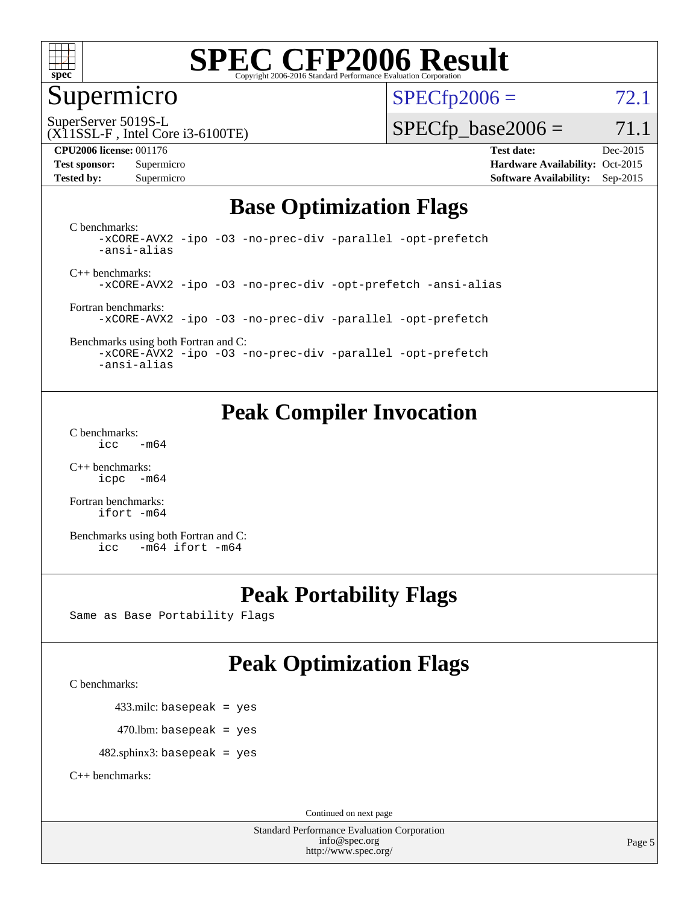# SPEC CFP2006 Result

Copyright 2006-2016 Standard Performance Evaluation Corporation

## Supermicro

SuperServer 5019S-L
(X11SSL-F , Intel Core i3-6100TE)

SPECfp2006 = 72.1

SPECfp_base2006 = 71.1

**CPU2006 license:** 001176
**Test sponsor:** Supermicro
**Tested by:** Supermicro

**Test date:** Dec-2015
**Hardware Availability:** Oct-2015
**Software Availability:** Sep-2015

## Base Optimization Flags

C benchmarks:
```
-xCORE-AVX2 -ipo -O3 -no-prec-div -parallel -opt-prefetch
-ansi-alias
```

C++ benchmarks:
```
-xCORE-AVX2 -ipo -O3 -no-prec-div -opt-prefetch -ansi-alias
```

Fortran benchmarks:
```
-xCORE-AVX2 -ipo -O3 -no-prec-div -parallel -opt-prefetch
```

Benchmarks using both Fortran and C:
```
-xCORE-AVX2 -ipo -O3 -no-prec-div -parallel -opt-prefetch
-ansi-alias
```

## Peak Compiler Invocation

C benchmarks:
```
icc   -m64
```

C++ benchmarks:
```
icpc  -m64
```

Fortran benchmarks:
```
ifort -m64
```

Benchmarks using both Fortran and C:
```
icc   -m64 ifort -m64
```

## Peak Portability Flags

Same as Base Portability Flags

## Peak Optimization Flags

C benchmarks:

433.milc: basepeak = yes

470.lbm: basepeak = yes

482.sphinx3: basepeak = yes

C++ benchmarks:

Continued on next page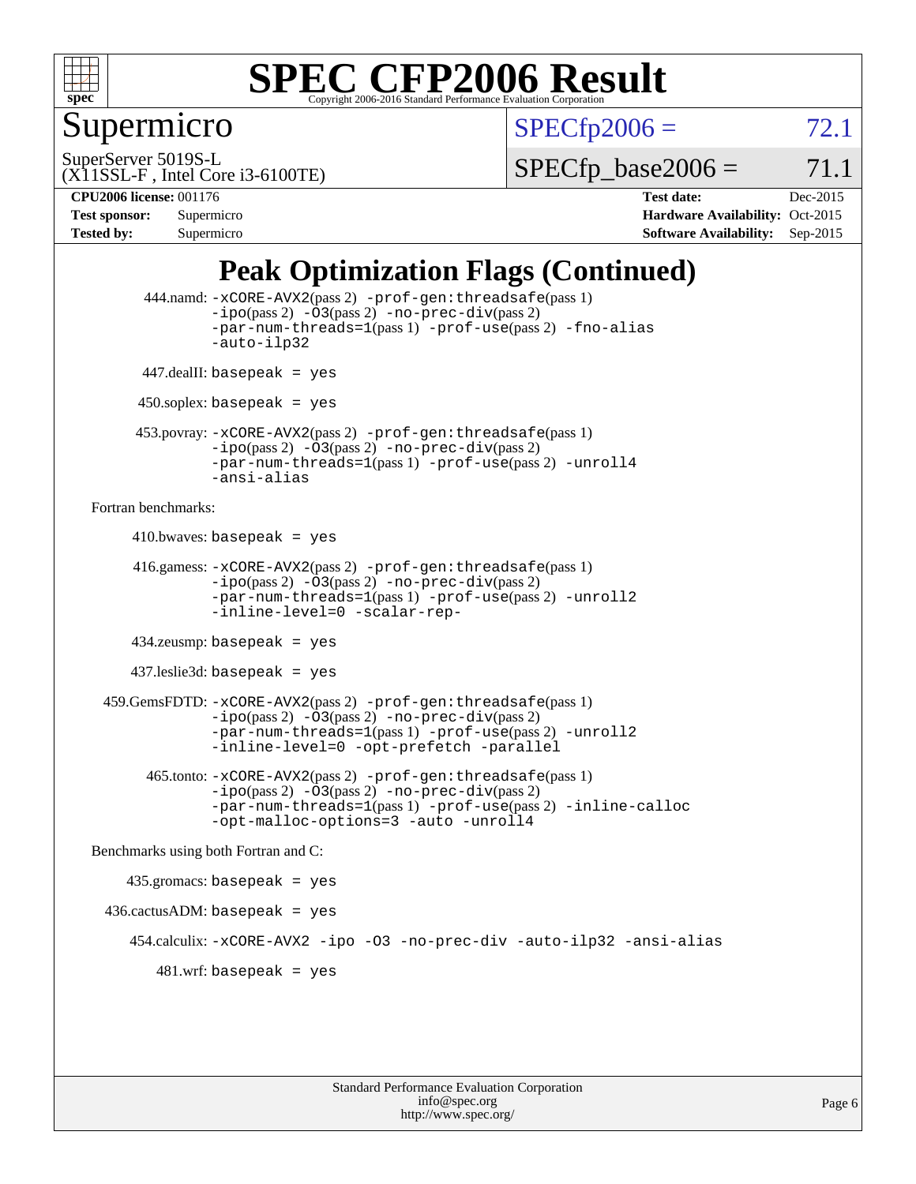# SPEC CFP2006 Result

Copyright 2006-2016 Standard Performance Evaluation Corporation

## Supermicro

SuperServer 5019S-L
(X11SSL-F , Intel Core i3-6100TE)

SPECfp2006 = 72.1

SPECfp_base2006 = 71.1

| | | | |
|---|---|---|---|
| **CPU2006 license:** 001176 | | **Test date:** | Dec-2015 |
| **Test sponsor:** | Supermicro | **Hardware Availability:** | Oct-2015 |
| **Tested by:** | Supermicro | **Software Availability:** | Sep-2015 |

## Peak Optimization Flags (Continued)

444.namd: `-xCORE-AVX2`(pass 2) `-prof-gen:threadsafe`(pass 1) `-ipo`(pass 2) `-O3`(pass 2) `-no-prec-div`(pass 2) `-par-num-threads=1`(pass 1) `-prof-use`(pass 2) `-fno-alias` `-auto-ilp32`

447.dealII: `basepeak = yes`

450.soplex: `basepeak = yes`

453.povray: `-xCORE-AVX2`(pass 2) `-prof-gen:threadsafe`(pass 1) `-ipo`(pass 2) `-O3`(pass 2) `-no-prec-div`(pass 2) `-par-num-threads=1`(pass 1) `-prof-use`(pass 2) `-unroll4` `-ansi-alias`

Fortran benchmarks:

410.bwaves: `basepeak = yes`

416.gamess: `-xCORE-AVX2`(pass 2) `-prof-gen:threadsafe`(pass 1) `-ipo`(pass 2) `-O3`(pass 2) `-no-prec-div`(pass 2) `-par-num-threads=1`(pass 1) `-prof-use`(pass 2) `-unroll2` `-inline-level=0` `-scalar-rep-`

434.zeusmp: `basepeak = yes`

437.leslie3d: `basepeak = yes`

459.GemsFDTD: `-xCORE-AVX2`(pass 2) `-prof-gen:threadsafe`(pass 1) `-ipo`(pass 2) `-O3`(pass 2) `-no-prec-div`(pass 2) `-par-num-threads=1`(pass 1) `-prof-use`(pass 2) `-unroll2` `-inline-level=0` `-opt-prefetch` `-parallel`

465.tonto: `-xCORE-AVX2`(pass 2) `-prof-gen:threadsafe`(pass 1) `-ipo`(pass 2) `-O3`(pass 2) `-no-prec-div`(pass 2) `-par-num-threads=1`(pass 1) `-prof-use`(pass 2) `-inline-calloc` `-opt-malloc-options=3` `-auto` `-unroll4`

Benchmarks using both Fortran and C:

435.gromacs: `basepeak = yes`

436.cactusADM: `basepeak = yes`

454.calculix: `-xCORE-AVX2` `-ipo` `-O3` `-no-prec-div` `-auto-ilp32` `-ansi-alias`

481.wrf: `basepeak = yes`

Standard Performance Evaluation Corporation
info@spec.org
http://www.spec.org/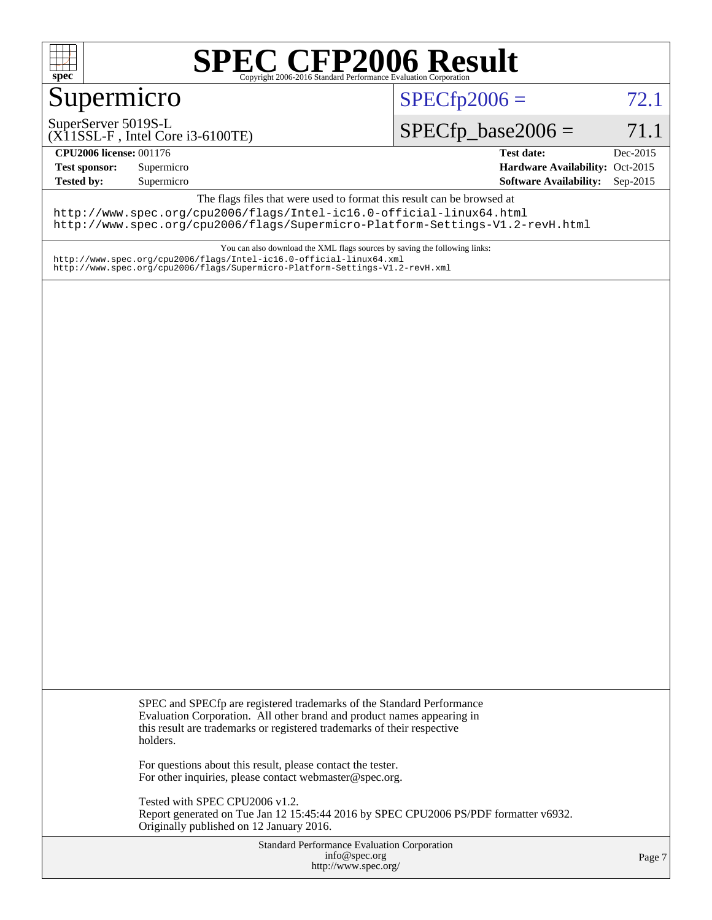# SPEC CFP2006 Result

Copyright 2006-2016 Standard Performance Evaluation Corporation

## Supermicro

SuperServer 5019S-L
(X11SSL-F , Intel Core i3-6100TE)

SPECfp2006 = 72.1

SPECfp_base2006 = 71.1

| | | | |
|---|---|---|---|
| **CPU2006 license:** | 001176 | **Test date:** | Dec-2015 |
| **Test sponsor:** | Supermicro | **Hardware Availability:** | Oct-2015 |
| **Tested by:** | Supermicro | **Software Availability:** | Sep-2015 |

The flags files that were used to format this result can be browsed at

http://www.spec.org/cpu2006/flags/Intel-ic16.0-official-linux64.html
http://www.spec.org/cpu2006/flags/Supermicro-Platform-Settings-V1.2-revH.html

You can also download the XML flags sources by saving the following links:

http://www.spec.org/cpu2006/flags/Intel-ic16.0-official-linux64.xml
http://www.spec.org/cpu2006/flags/Supermicro-Platform-Settings-V1.2-revH.xml

SPEC and SPECfp are registered trademarks of the Standard Performance Evaluation Corporation. All other brand and product names appearing in this result are trademarks or registered trademarks of their respective holders.

For questions about this result, please contact the tester.
For other inquiries, please contact webmaster@spec.org.

Tested with SPEC CPU2006 v1.2.
Report generated on Tue Jan 12 15:45:44 2016 by SPEC CPU2006 PS/PDF formatter v6932.
Originally published on 12 January 2016.

Standard Performance Evaluation Corporation
info@spec.org
http://www.spec.org/